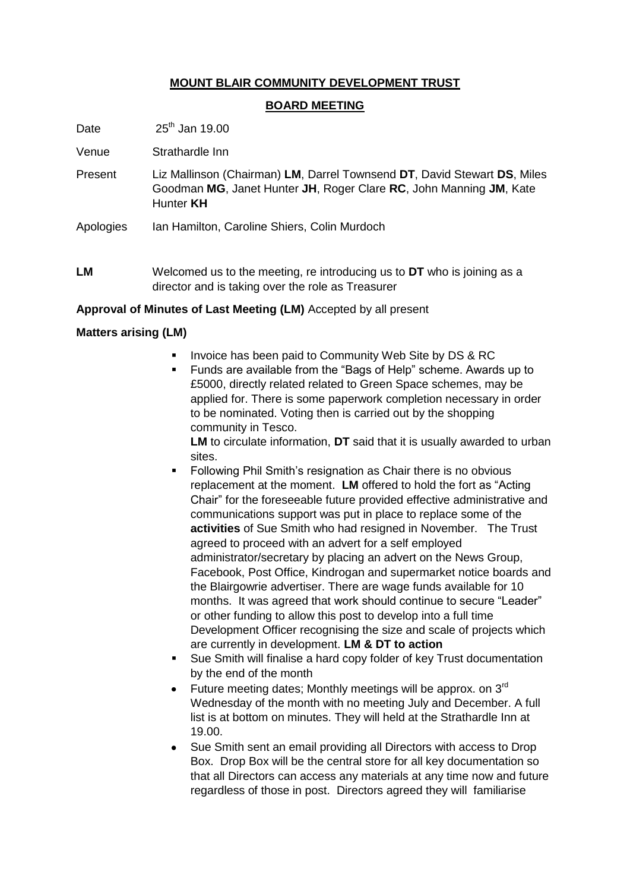**MOUNT BLAIR COMMUNITY DEVELOPMENT TRUST**

**BOARD MEETING**

Date 25th Jan 19.00

Venue Strathardle Inn

Present Liz Mallinson (Chairman) **LM**, Darrel Townsend **DT**, David Stewart **DS**, Miles Goodman **MG**, Janet Hunter **JH**, Roger Clare **RC**, John Manning **JM**, Kate Hunter **KH**

Apologies Ian Hamilton, Caroline Shiers, Colin Murdoch

**LM** Welcomed us to the meeting, re introducing us to **DT** who is joining as a director and is taking over the role as Treasurer

**Approval of Minutes of Last Meeting (LM)** Accepted by all present

**Matters arising (LM)**

- Invoice has been paid to Community Web Site by DS & RC
- Funds are available from the "Bags of Help" scheme. Awards up to £5000, directly related related to Green Space schemes, may be applied for. There is some paperwork completion necessary in order to be nominated. Voting then is carried out by the shopping community in Tesco.
  **LM** to circulate information, **DT** said that it is usually awarded to urban sites.
- Following Phil Smith's resignation as Chair there is no obvious replacement at the moment. **LM** offered to hold the fort as "Acting Chair" for the foreseeable future provided effective administrative and communications support was put in place to replace some of the **activities** of Sue Smith who had resigned in November. The Trust agreed to proceed with an advert for a self employed administrator/secretary by placing an advert on the News Group, Facebook, Post Office, Kindrogan and supermarket notice boards and the Blairgowrie advertiser. There are wage funds available for 10 months. It was agreed that work should continue to secure "Leader" or other funding to allow this post to develop into a full time Development Officer recognising the size and scale of projects which are currently in development. **LM & DT to action**
- Sue Smith will finalise a hard copy folder of key Trust documentation by the end of the month
- Future meeting dates; Monthly meetings will be approx. on 3rd Wednesday of the month with no meeting July and December. A full list is at bottom on minutes. They will held at the Strathardle Inn at 19.00.
- Sue Smith sent an email providing all Directors with access to Drop Box. Drop Box will be the central store for all key documentation so that all Directors can access any materials at any time now and future regardless of those in post. Directors agreed they will familiarise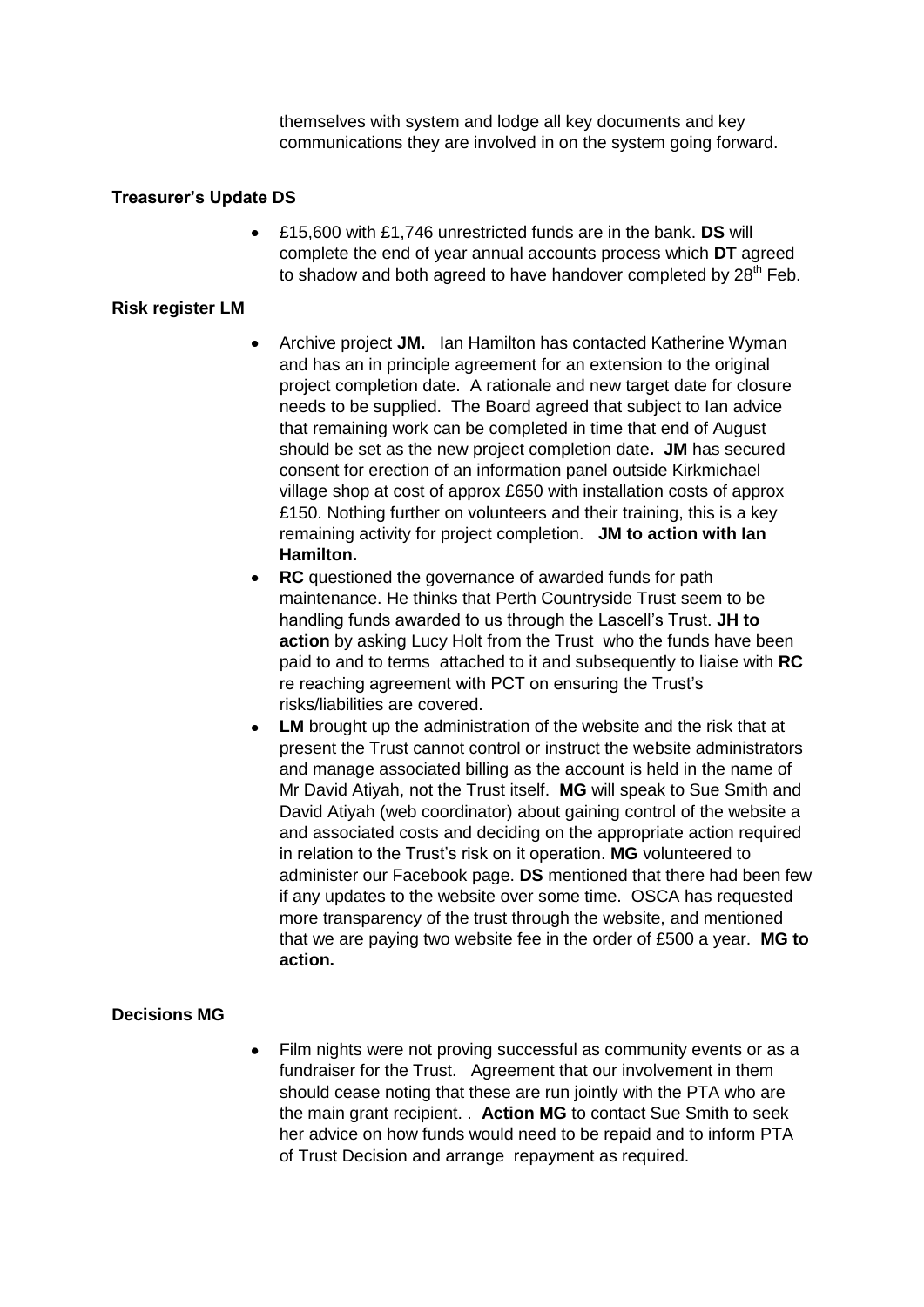themselves with system and lodge all key documents and key communications they are involved in on the system going forward.

**Treasurer's Update DS**

- £15,600 with £1,746 unrestricted funds are in the bank. **DS** will complete the end of year annual accounts process which **DT** agreed to shadow and both agreed to have handover completed by 28th Feb.

**Risk register LM**

- Archive project **JM.** Ian Hamilton has contacted Katherine Wyman and has an in principle agreement for an extension to the original project completion date. A rationale and new target date for closure needs to be supplied. The Board agreed that subject to Ian advice that remaining work can be completed in time that end of August should be set as the new project completion date**. JM** has secured consent for erection of an information panel outside Kirkmichael village shop at cost of approx £650 with installation costs of approx £150. Nothing further on volunteers and their training, this is a key remaining activity for project completion. **JM to action with Ian Hamilton.**
- **RC** questioned the governance of awarded funds for path maintenance. He thinks that Perth Countryside Trust seem to be handling funds awarded to us through the Lascell's Trust. **JH to action** by asking Lucy Holt from the Trust who the funds have been paid to and to terms attached to it and subsequently to liaise with **RC** re reaching agreement with PCT on ensuring the Trust's risks/liabilities are covered.
- **LM** brought up the administration of the website and the risk that at present the Trust cannot control or instruct the website administrators and manage associated billing as the account is held in the name of Mr David Atiyah, not the Trust itself. **MG** will speak to Sue Smith and David Atiyah (web coordinator) about gaining control of the website a and associated costs and deciding on the appropriate action required in relation to the Trust's risk on it operation. **MG** volunteered to administer our Facebook page. **DS** mentioned that there had been few if any updates to the website over some time. OSCA has requested more transparency of the trust through the website, and mentioned that we are paying two website fee in the order of £500 a year. **MG to action.**

**Decisions MG**

- Film nights were not proving successful as community events or as a fundraiser for the Trust. Agreement that our involvement in them should cease noting that these are run jointly with the PTA who are the main grant recipient. . **Action MG** to contact Sue Smith to seek her advice on how funds would need to be repaid and to inform PTA of Trust Decision and arrange repayment as required.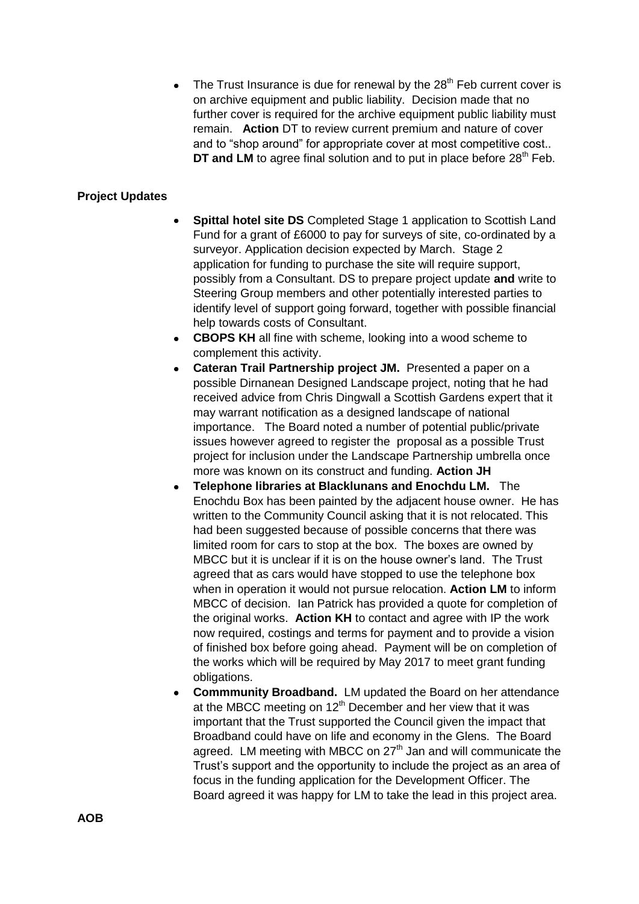- The Trust Insurance is due for renewal by the 28th Feb current cover is on archive equipment and public liability. Decision made that no further cover is required for the archive equipment public liability must remain. **Action** DT to review current premium and nature of cover and to "shop around" for appropriate cover at most competitive cost.. **DT and LM** to agree final solution and to put in place before 28th Feb.

**Project Updates**

- **Spittal hotel site DS** Completed Stage 1 application to Scottish Land Fund for a grant of £6000 to pay for surveys of site, co-ordinated by a surveyor. Application decision expected by March. Stage 2 application for funding to purchase the site will require support, possibly from a Consultant. DS to prepare project update **and** write to Steering Group members and other potentially interested parties to identify level of support going forward, together with possible financial help towards costs of Consultant.
- **CBOPS KH** all fine with scheme, looking into a wood scheme to complement this activity.
- **Cateran Trail Partnership project JM.** Presented a paper on a possible Dirnanean Designed Landscape project, noting that he had received advice from Chris Dingwall a Scottish Gardens expert that it may warrant notification as a designed landscape of national importance. The Board noted a number of potential public/private issues however agreed to register the proposal as a possible Trust project for inclusion under the Landscape Partnership umbrella once more was known on its construct and funding. **Action JH**
- **Telephone libraries at Blacklunans and Enochdu LM.** The Enochdu Box has been painted by the adjacent house owner. He has written to the Community Council asking that it is not relocated. This had been suggested because of possible concerns that there was limited room for cars to stop at the box. The boxes are owned by MBCC but it is unclear if it is on the house owner's land. The Trust agreed that as cars would have stopped to use the telephone box when in operation it would not pursue relocation. **Action LM** to inform MBCC of decision. Ian Patrick has provided a quote for completion of the original works. **Action KH** to contact and agree with IP the work now required, costings and terms for payment and to provide a vision of finished box before going ahead. Payment will be on completion of the works which will be required by May 2017 to meet grant funding obligations.
- **Commmunity Broadband.** LM updated the Board on her attendance at the MBCC meeting on 12th December and her view that it was important that the Trust supported the Council given the impact that Broadband could have on life and economy in the Glens. The Board agreed. LM meeting with MBCC on 27th Jan and will communicate the Trust's support and the opportunity to include the project as an area of focus in the funding application for the Development Officer. The Board agreed it was happy for LM to take the lead in this project area.

**AOB**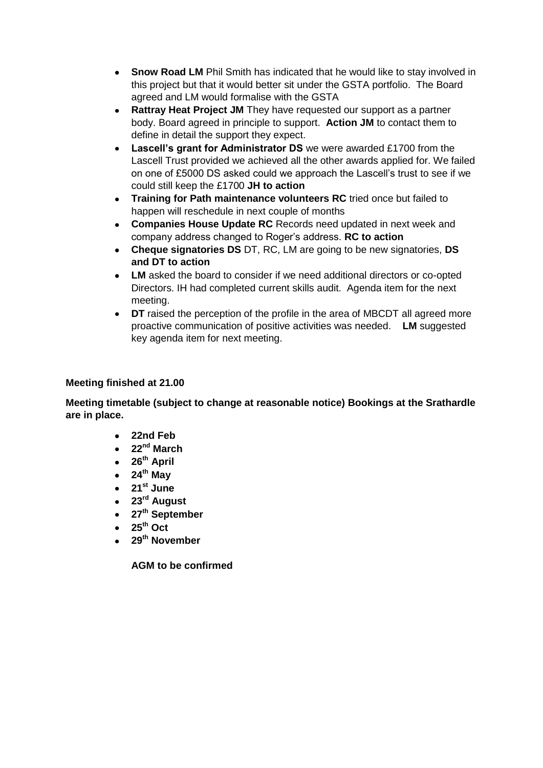- **Snow Road LM** Phil Smith has indicated that he would like to stay involved in this project but that it would better sit under the GSTA portfolio. The Board agreed and LM would formalise with the GSTA
- **Rattray Heat Project JM** They have requested our support as a partner body. Board agreed in principle to support. **Action JM** to contact them to define in detail the support they expect.
- **Lascell's grant for Administrator DS** we were awarded £1700 from the Lascell Trust provided we achieved all the other awards applied for. We failed on one of £5000 DS asked could we approach the Lascell's trust to see if we could still keep the £1700 **JH to action**
- **Training for Path maintenance volunteers RC** tried once but failed to happen will reschedule in next couple of months
- **Companies House Update RC** Records need updated in next week and company address changed to Roger's address. **RC to action**
- **Cheque signatories DS** DT, RC, LM are going to be new signatories, **DS and DT to action**
- **LM** asked the board to consider if we need additional directors or co-opted Directors. IH had completed current skills audit. Agenda item for the next meeting.
- **DT** raised the perception of the profile in the area of MBCDT all agreed more proactive communication of positive activities was needed. **LM** suggested key agenda item for next meeting.

**Meeting finished at 21.00**

**Meeting timetable (subject to change at reasonable notice) Bookings at the Srathardle are in place.**

- **22nd Feb**
- **22nd March**
- **26th April**
- **24th May**
- **21st June**
- **23rd August**
- **27th September**
- **25th Oct**
- **29th November**

**AGM to be confirmed**